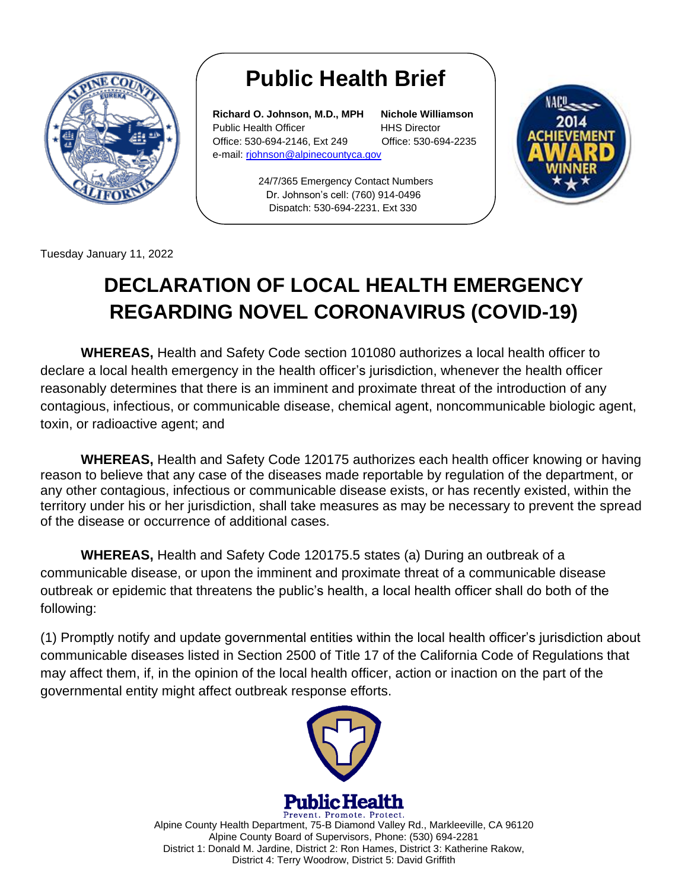# Public Health Brief

**Richard O. Johnson, M.D., MPH**
Public Health Officer
Office: 530-694-2146, Ext 249
e-mail: rjohnson@alpinecountyca.gov

**Nichole Williamson**
HHS Director
Office: 530-694-2235

24/7/365 Emergency Contact Numbers
Dr. Johnson's cell: (760) 914-0496
Dispatch: 530-694-2231, Ext 330

Tuesday January 11, 2022

## DECLARATION OF LOCAL HEALTH EMERGENCY REGARDING NOVEL CORONAVIRUS (COVID-19)

**WHEREAS,** Health and Safety Code section 101080 authorizes a local health officer to declare a local health emergency in the health officer's jurisdiction, whenever the health officer reasonably determines that there is an imminent and proximate threat of the introduction of any contagious, infectious, or communicable disease, chemical agent, noncommunicable biologic agent, toxin, or radioactive agent; and

**WHEREAS,** Health and Safety Code 120175 authorizes each health officer knowing or having reason to believe that any case of the diseases made reportable by regulation of the department, or any other contagious, infectious or communicable disease exists, or has recently existed, within the territory under his or her jurisdiction, shall take measures as may be necessary to prevent the spread of the disease or occurrence of additional cases.

**WHEREAS,** Health and Safety Code 120175.5 states (a) During an outbreak of a communicable disease, or upon the imminent and proximate threat of a communicable disease outbreak or epidemic that threatens the public's health, a local health officer shall do both of the following:

(1) Promptly notify and update governmental entities within the local health officer's jurisdiction about communicable diseases listed in Section 2500 of Title 17 of the California Code of Regulations that may affect them, if, in the opinion of the local health officer, action or inaction on the part of the governmental entity might affect outbreak response efforts.

Public Health
Prevent. Promote. Protect.

Alpine County Health Department, 75-B Diamond Valley Rd., Markleeville, CA 96120
Alpine County Board of Supervisors, Phone: (530) 694-2281
District 1: Donald M. Jardine, District 2: Ron Hames, District 3: Katherine Rakow,
District 4: Terry Woodrow, District 5: David Griffith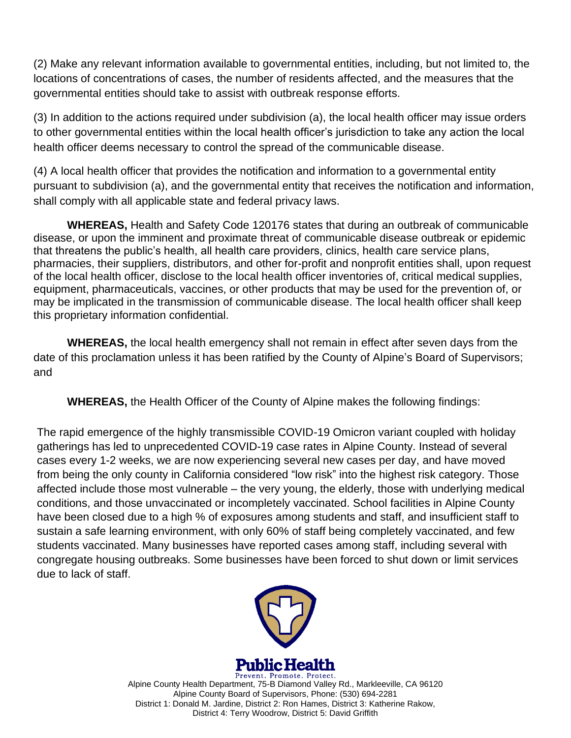(2) Make any relevant information available to governmental entities, including, but not limited to, the locations of concentrations of cases, the number of residents affected, and the measures that the governmental entities should take to assist with outbreak response efforts.

(3) In addition to the actions required under subdivision (a), the local health officer may issue orders to other governmental entities within the local health officer's jurisdiction to take any action the local health officer deems necessary to control the spread of the communicable disease.

(4) A local health officer that provides the notification and information to a governmental entity pursuant to subdivision (a), and the governmental entity that receives the notification and information, shall comply with all applicable state and federal privacy laws.

**WHEREAS,** Health and Safety Code 120176 states that during an outbreak of communicable disease, or upon the imminent and proximate threat of communicable disease outbreak or epidemic that threatens the public's health, all health care providers, clinics, health care service plans, pharmacies, their suppliers, distributors, and other for-profit and nonprofit entities shall, upon request of the local health officer, disclose to the local health officer inventories of, critical medical supplies, equipment, pharmaceuticals, vaccines, or other products that may be used for the prevention of, or may be implicated in the transmission of communicable disease. The local health officer shall keep this proprietary information confidential.

**WHEREAS,** the local health emergency shall not remain in effect after seven days from the date of this proclamation unless it has been ratified by the County of Alpine's Board of Supervisors; and

**WHEREAS,** the Health Officer of the County of Alpine makes the following findings:

The rapid emergence of the highly transmissible COVID-19 Omicron variant coupled with holiday gatherings has led to unprecedented COVID-19 case rates in Alpine County. Instead of several cases every 1-2 weeks, we are now experiencing several new cases per day, and have moved from being the only county in California considered "low risk" into the highest risk category. Those affected include those most vulnerable – the very young, the elderly, those with underlying medical conditions, and those unvaccinated or incompletely vaccinated. School facilities in Alpine County have been closed due to a high % of exposures among students and staff, and insufficient staff to sustain a safe learning environment, with only 60% of staff being completely vaccinated, and few students vaccinated. Many businesses have reported cases among staff, including several with congregate housing outbreaks. Some businesses have been forced to shut down or limit services due to lack of staff.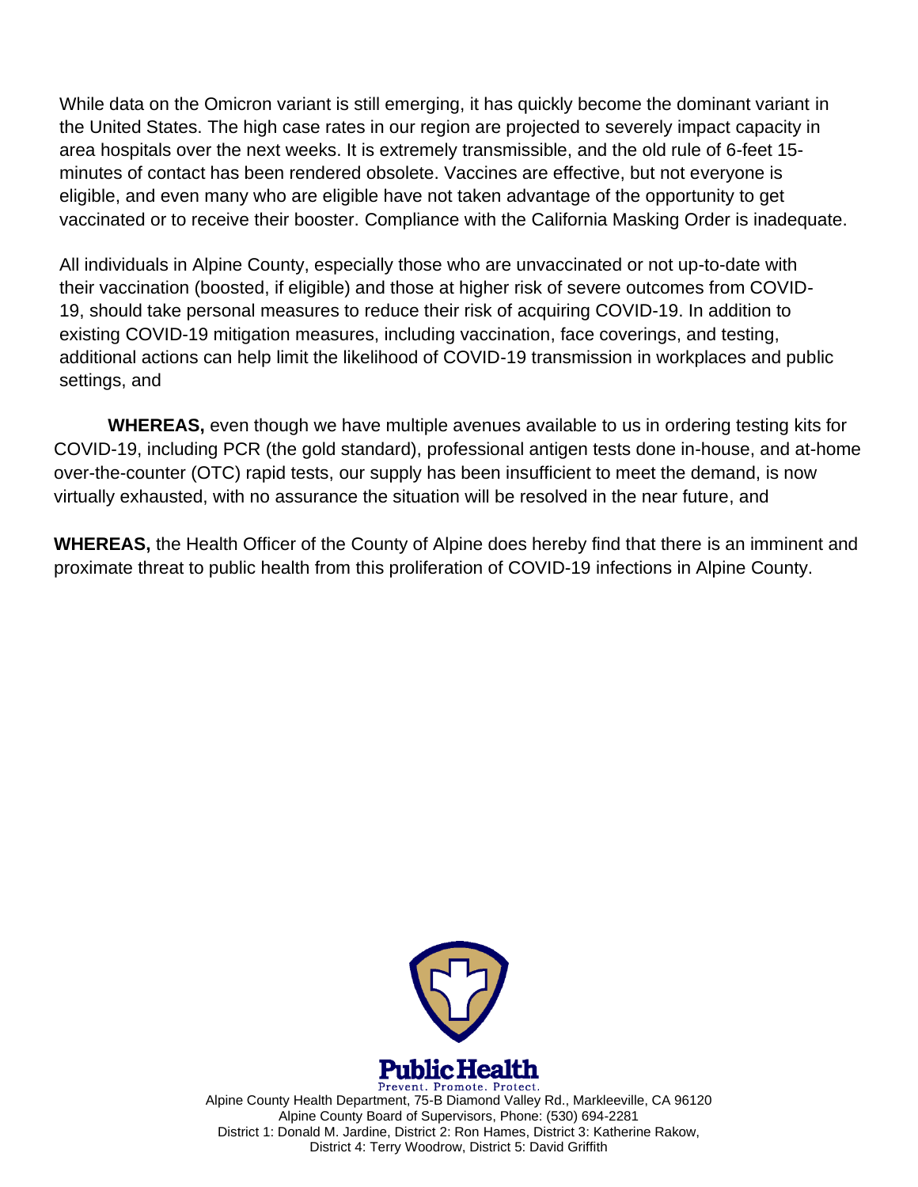While data on the Omicron variant is still emerging, it has quickly become the dominant variant in the United States. The high case rates in our region are projected to severely impact capacity in area hospitals over the next weeks. It is extremely transmissible, and the old rule of 6-feet 15-minutes of contact has been rendered obsolete. Vaccines are effective, but not everyone is eligible, and even many who are eligible have not taken advantage of the opportunity to get vaccinated or to receive their booster. Compliance with the California Masking Order is inadequate.

All individuals in Alpine County, especially those who are unvaccinated or not up-to-date with their vaccination (boosted, if eligible) and those at higher risk of severe outcomes from COVID-19, should take personal measures to reduce their risk of acquiring COVID-19. In addition to existing COVID-19 mitigation measures, including vaccination, face coverings, and testing, additional actions can help limit the likelihood of COVID-19 transmission in workplaces and public settings, and

**WHEREAS,** even though we have multiple avenues available to us in ordering testing kits for COVID-19, including PCR (the gold standard), professional antigen tests done in-house, and at-home over-the-counter (OTC) rapid tests, our supply has been insufficient to meet the demand, is now virtually exhausted, with no assurance the situation will be resolved in the near future, and

**WHEREAS,** the Health Officer of the County of Alpine does hereby find that there is an imminent and proximate threat to public health from this proliferation of COVID-19 infections in Alpine County.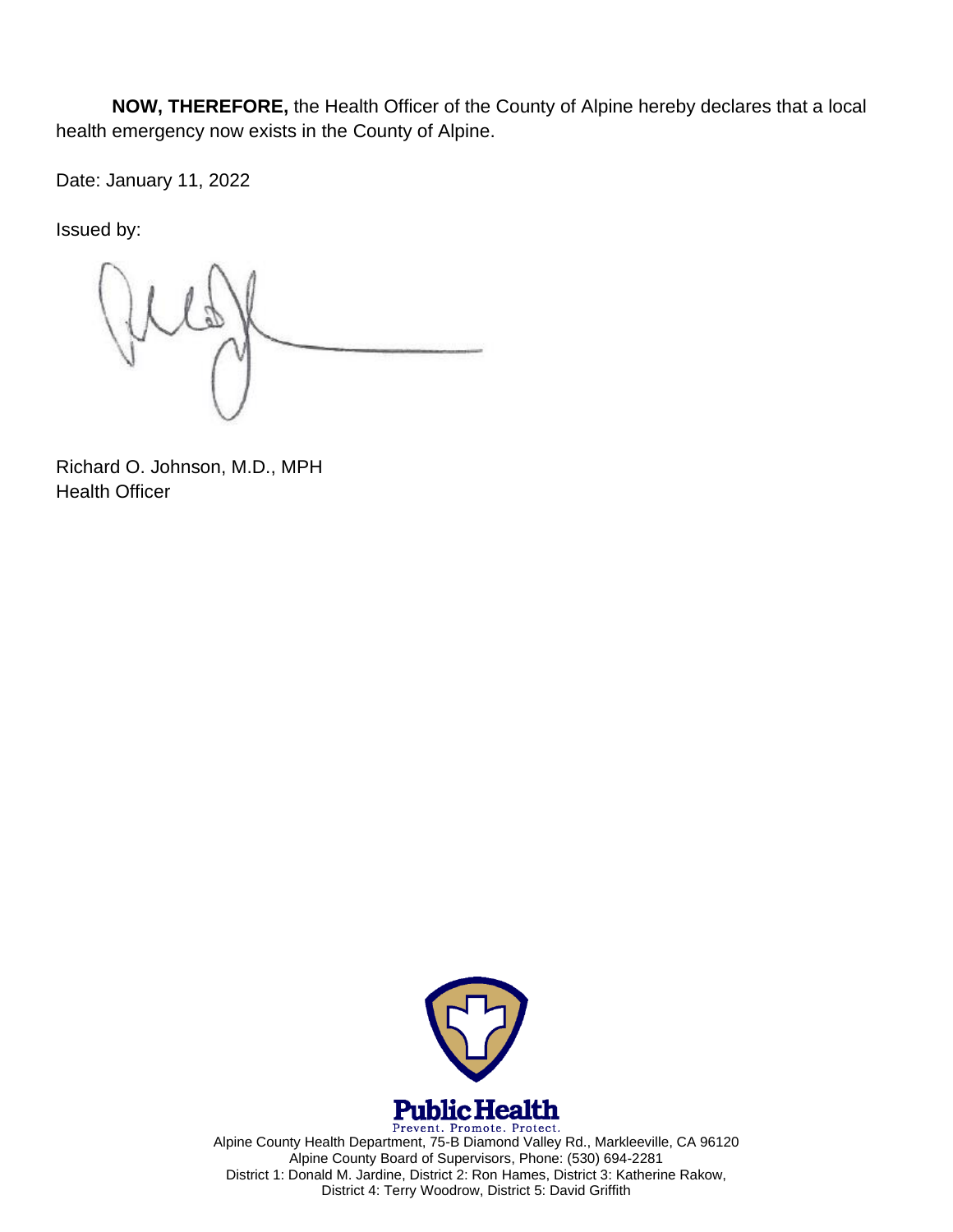**NOW, THEREFORE,** the Health Officer of the County of Alpine hereby declares that a local health emergency now exists in the County of Alpine.

Date: January 11, 2022

Issued by:

Richard O. Johnson, M.D., MPH
Health Officer

Public Health
Prevent. Promote. Protect.

Alpine County Health Department, 75-B Diamond Valley Rd., Markleeville, CA 96120
Alpine County Board of Supervisors, Phone: (530) 694-2281
District 1: Donald M. Jardine, District 2: Ron Hames, District 3: Katherine Rakow,
District 4: Terry Woodrow, District 5: David Griffith